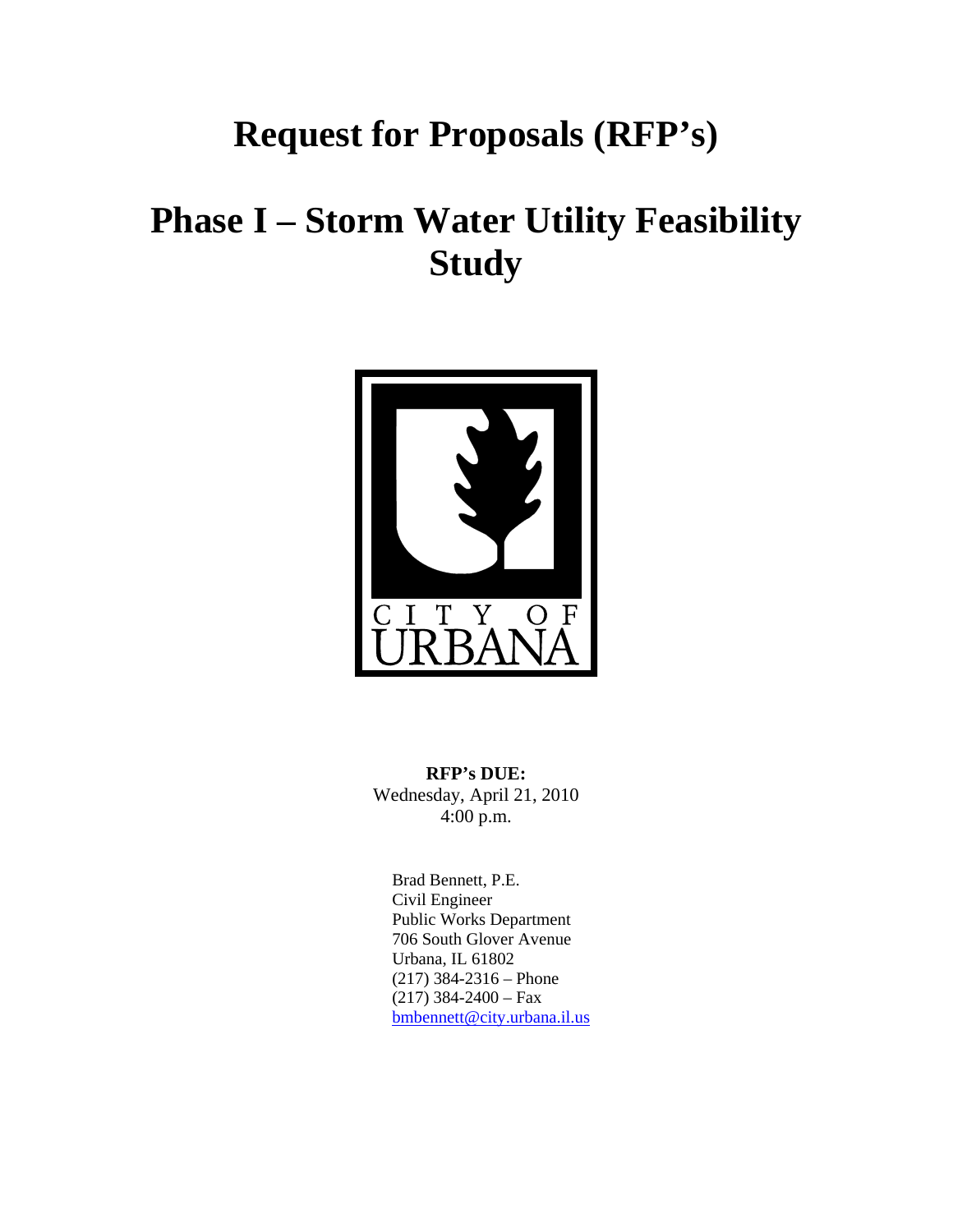# Request for Proposals (RFP's)

# Phase I – Storm Water Utility Feasibility Study

**RFP's DUE:**
Wednesday, April 21, 2010
4:00 p.m.

Brad Bennett, P.E.
Civil Engineer
Public Works Department
706 South Glover Avenue
Urbana, IL 61802
(217) 384-2316 – Phone
(217) 384-2400 – Fax
bmbennett@city.urbana.il.us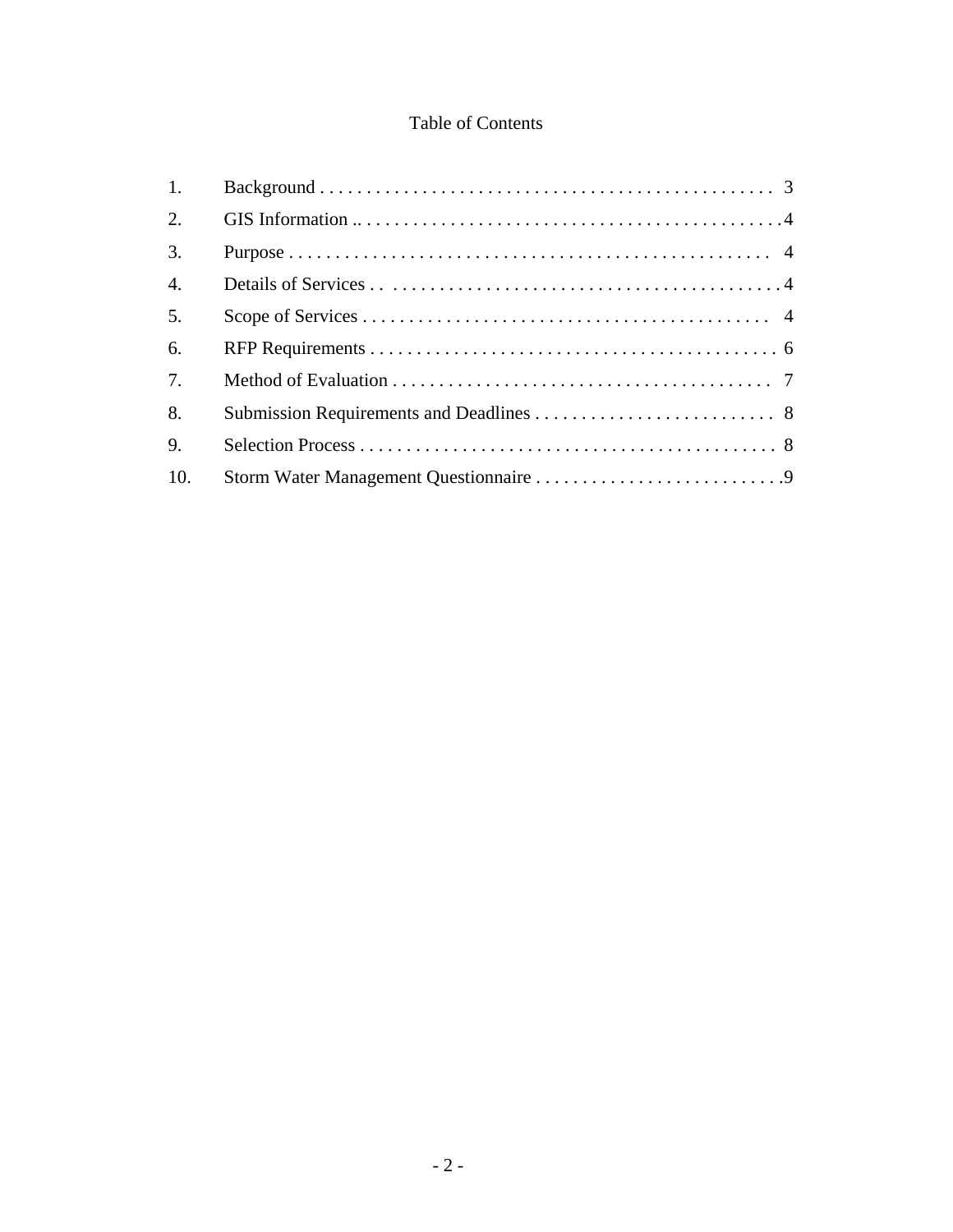# Table of Contents

| | | |
|---|---|---|
| 1. | Background | 3 |
| 2. | GIS Information | 4 |
| 3. | Purpose | 4 |
| 4. | Details of Services | 4 |
| 5. | Scope of Services | 4 |
| 6. | RFP Requirements | 6 |
| 7. | Method of Evaluation | 7 |
| 8. | Submission Requirements and Deadlines | 8 |
| 9. | Selection Process | 8 |
| 10. | Storm Water Management Questionnaire | 9 |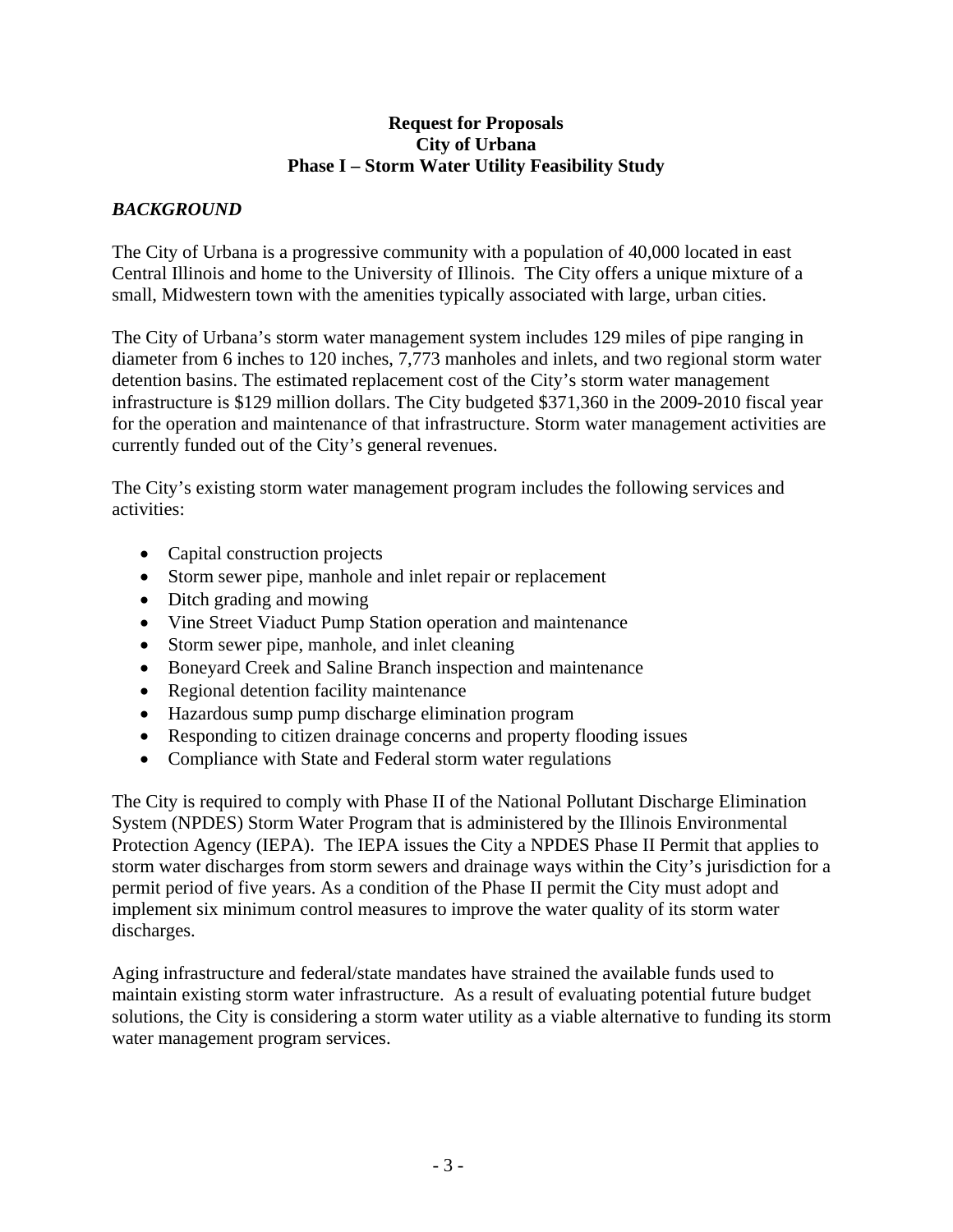**Request for Proposals**
**City of Urbana**
**Phase I – Storm Water Utility Feasibility Study**

***BACKGROUND***

The City of Urbana is a progressive community with a population of 40,000 located in east Central Illinois and home to the University of Illinois. The City offers a unique mixture of a small, Midwestern town with the amenities typically associated with large, urban cities.

The City of Urbana's storm water management system includes 129 miles of pipe ranging in diameter from 6 inches to 120 inches, 7,773 manholes and inlets, and two regional storm water detention basins. The estimated replacement cost of the City's storm water management infrastructure is $129 million dollars. The City budgeted $371,360 in the 2009-2010 fiscal year for the operation and maintenance of that infrastructure. Storm water management activities are currently funded out of the City's general revenues.

The City's existing storm water management program includes the following services and activities:

- Capital construction projects
- Storm sewer pipe, manhole and inlet repair or replacement
- Ditch grading and mowing
- Vine Street Viaduct Pump Station operation and maintenance
- Storm sewer pipe, manhole, and inlet cleaning
- Boneyard Creek and Saline Branch inspection and maintenance
- Regional detention facility maintenance
- Hazardous sump pump discharge elimination program
- Responding to citizen drainage concerns and property flooding issues
- Compliance with State and Federal storm water regulations

The City is required to comply with Phase II of the National Pollutant Discharge Elimination System (NPDES) Storm Water Program that is administered by the Illinois Environmental Protection Agency (IEPA). The IEPA issues the City a NPDES Phase II Permit that applies to storm water discharges from storm sewers and drainage ways within the City's jurisdiction for a permit period of five years. As a condition of the Phase II permit the City must adopt and implement six minimum control measures to improve the water quality of its storm water discharges.

Aging infrastructure and federal/state mandates have strained the available funds used to maintain existing storm water infrastructure. As a result of evaluating potential future budget solutions, the City is considering a storm water utility as a viable alternative to funding its storm water management program services.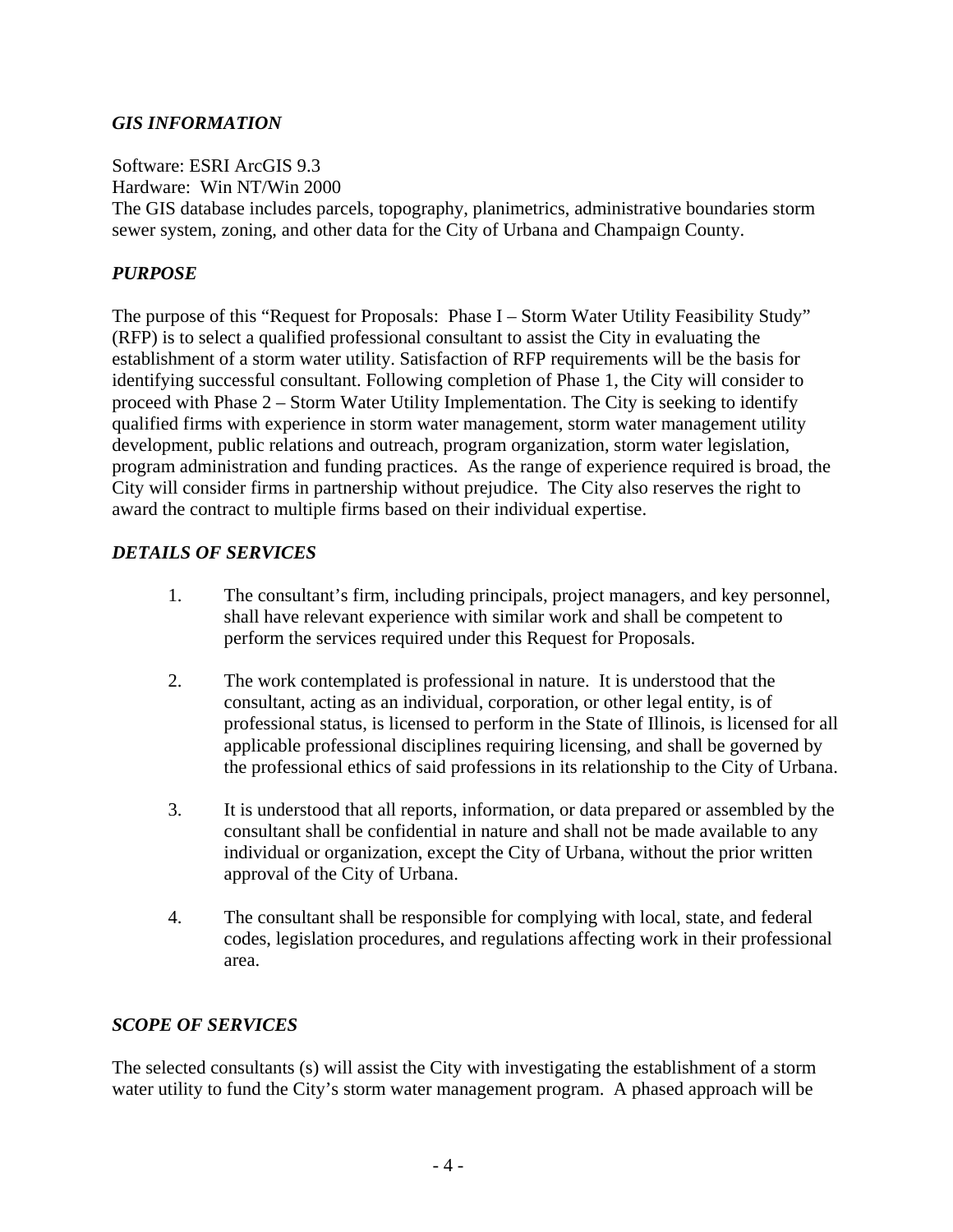### *GIS INFORMATION*

Software: ESRI ArcGIS 9.3
Hardware: Win NT/Win 2000
The GIS database includes parcels, topography, planimetrics, administrative boundaries storm sewer system, zoning, and other data for the City of Urbana and Champaign County.

### *PURPOSE*

The purpose of this "Request for Proposals: Phase I – Storm Water Utility Feasibility Study" (RFP) is to select a qualified professional consultant to assist the City in evaluating the establishment of a storm water utility. Satisfaction of RFP requirements will be the basis for identifying successful consultant. Following completion of Phase 1, the City will consider to proceed with Phase 2 – Storm Water Utility Implementation. The City is seeking to identify qualified firms with experience in storm water management, storm water management utility development, public relations and outreach, program organization, storm water legislation, program administration and funding practices. As the range of experience required is broad, the City will consider firms in partnership without prejudice. The City also reserves the right to award the contract to multiple firms based on their individual expertise.

### *DETAILS OF SERVICES*

1. The consultant's firm, including principals, project managers, and key personnel, shall have relevant experience with similar work and shall be competent to perform the services required under this Request for Proposals.

2. The work contemplated is professional in nature. It is understood that the consultant, acting as an individual, corporation, or other legal entity, is of professional status, is licensed to perform in the State of Illinois, is licensed for all applicable professional disciplines requiring licensing, and shall be governed by the professional ethics of said professions in its relationship to the City of Urbana.

3. It is understood that all reports, information, or data prepared or assembled by the consultant shall be confidential in nature and shall not be made available to any individual or organization, except the City of Urbana, without the prior written approval of the City of Urbana.

4. The consultant shall be responsible for complying with local, state, and federal codes, legislation procedures, and regulations affecting work in their professional area.

### *SCOPE OF SERVICES*

The selected consultants (s) will assist the City with investigating the establishment of a storm water utility to fund the City's storm water management program. A phased approach will be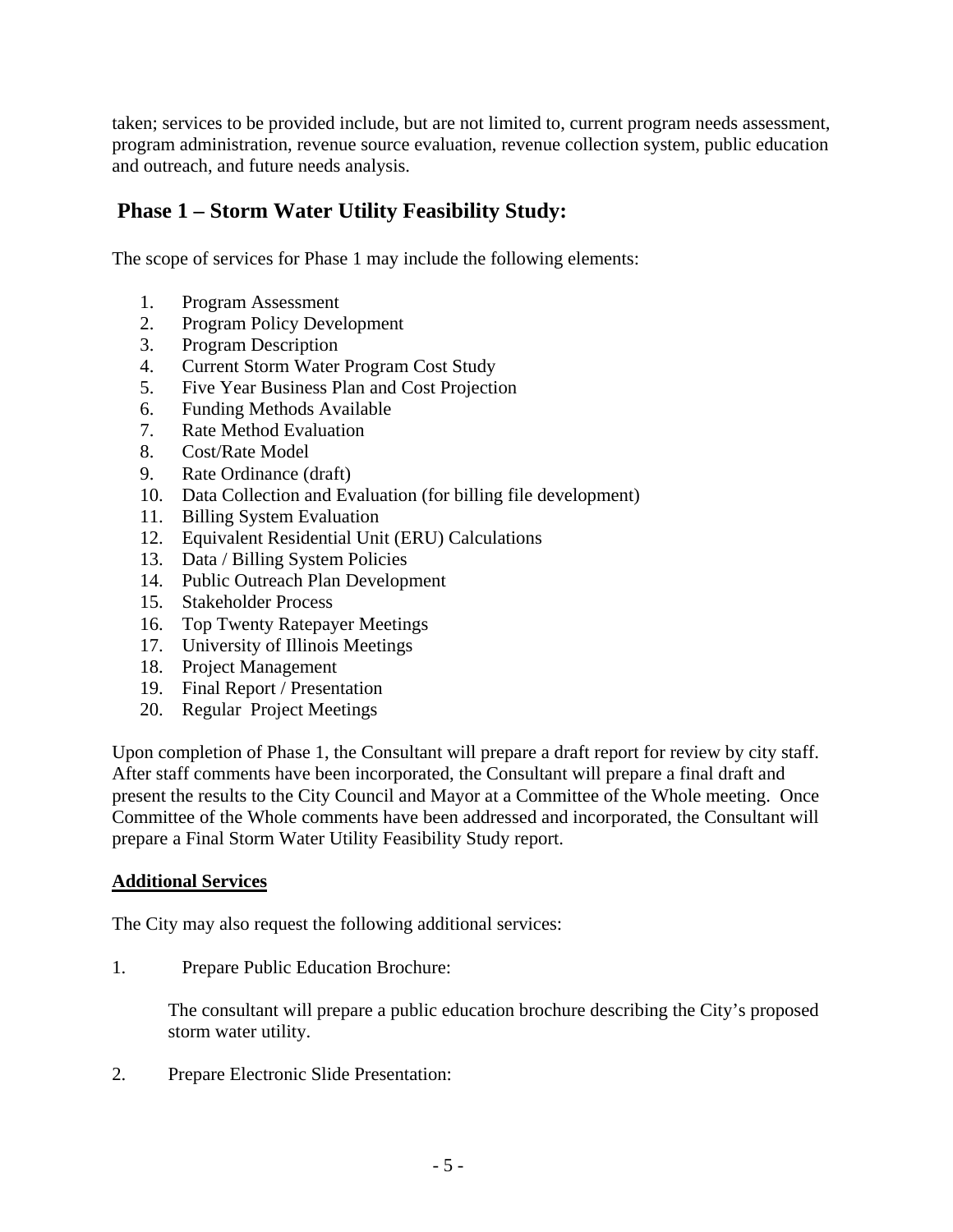taken; services to be provided include, but are not limited to, current program needs assessment, program administration, revenue source evaluation, revenue collection system, public education and outreach, and future needs analysis.

## Phase 1 – Storm Water Utility Feasibility Study:

The scope of services for Phase 1 may include the following elements:

1. Program Assessment
2. Program Policy Development
3. Program Description
4. Current Storm Water Program Cost Study
5. Five Year Business Plan and Cost Projection
6. Funding Methods Available
7. Rate Method Evaluation
8. Cost/Rate Model
9. Rate Ordinance (draft)
10. Data Collection and Evaluation (for billing file development)
11. Billing System Evaluation
12. Equivalent Residential Unit (ERU) Calculations
13. Data / Billing System Policies
14. Public Outreach Plan Development
15. Stakeholder Process
16. Top Twenty Ratepayer Meetings
17. University of Illinois Meetings
18. Project Management
19. Final Report / Presentation
20. Regular Project Meetings

Upon completion of Phase 1, the Consultant will prepare a draft report for review by city staff. After staff comments have been incorporated, the Consultant will prepare a final draft and present the results to the City Council and Mayor at a Committee of the Whole meeting. Once Committee of the Whole comments have been addressed and incorporated, the Consultant will prepare a Final Storm Water Utility Feasibility Study report.

**Additional Services**

The City may also request the following additional services:

1. Prepare Public Education Brochure:

   The consultant will prepare a public education brochure describing the City's proposed storm water utility.

2. Prepare Electronic Slide Presentation: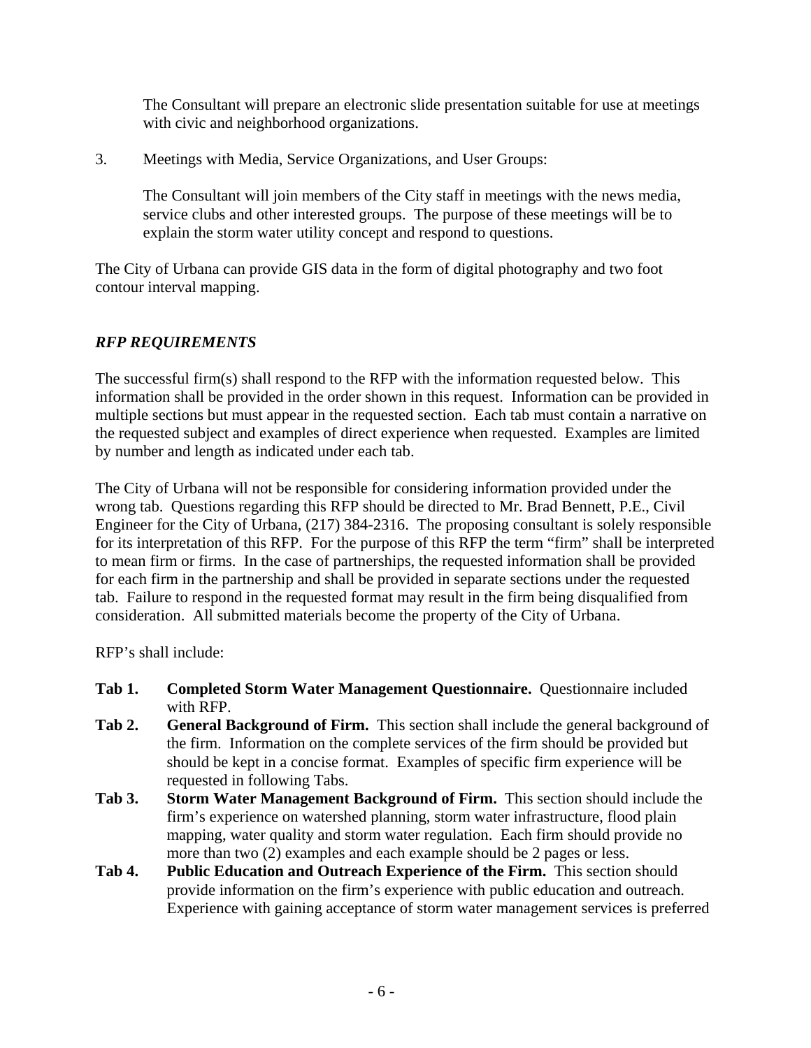The Consultant will prepare an electronic slide presentation suitable for use at meetings with civic and neighborhood organizations.

3. Meetings with Media, Service Organizations, and User Groups:

   The Consultant will join members of the City staff in meetings with the news media, service clubs and other interested groups. The purpose of these meetings will be to explain the storm water utility concept and respond to questions.

The City of Urbana can provide GIS data in the form of digital photography and two foot contour interval mapping.

## *RFP REQUIREMENTS*

The successful firm(s) shall respond to the RFP with the information requested below. This information shall be provided in the order shown in this request. Information can be provided in multiple sections but must appear in the requested section. Each tab must contain a narrative on the requested subject and examples of direct experience when requested. Examples are limited by number and length as indicated under each tab.

The City of Urbana will not be responsible for considering information provided under the wrong tab. Questions regarding this RFP should be directed to Mr. Brad Bennett, P.E., Civil Engineer for the City of Urbana, (217) 384-2316. The proposing consultant is solely responsible for its interpretation of this RFP. For the purpose of this RFP the term "firm" shall be interpreted to mean firm or firms. In the case of partnerships, the requested information shall be provided for each firm in the partnership and shall be provided in separate sections under the requested tab. Failure to respond in the requested format may result in the firm being disqualified from consideration. All submitted materials become the property of the City of Urbana.

RFP's shall include:

**Tab 1. Completed Storm Water Management Questionnaire.** Questionnaire included with RFP.

**Tab 2. General Background of Firm.** This section shall include the general background of the firm. Information on the complete services of the firm should be provided but should be kept in a concise format. Examples of specific firm experience will be requested in following Tabs.

**Tab 3. Storm Water Management Background of Firm.** This section should include the firm's experience on watershed planning, storm water infrastructure, flood plain mapping, water quality and storm water regulation. Each firm should provide no more than two (2) examples and each example should be 2 pages or less.

**Tab 4. Public Education and Outreach Experience of the Firm.** This section should provide information on the firm's experience with public education and outreach. Experience with gaining acceptance of storm water management services is preferred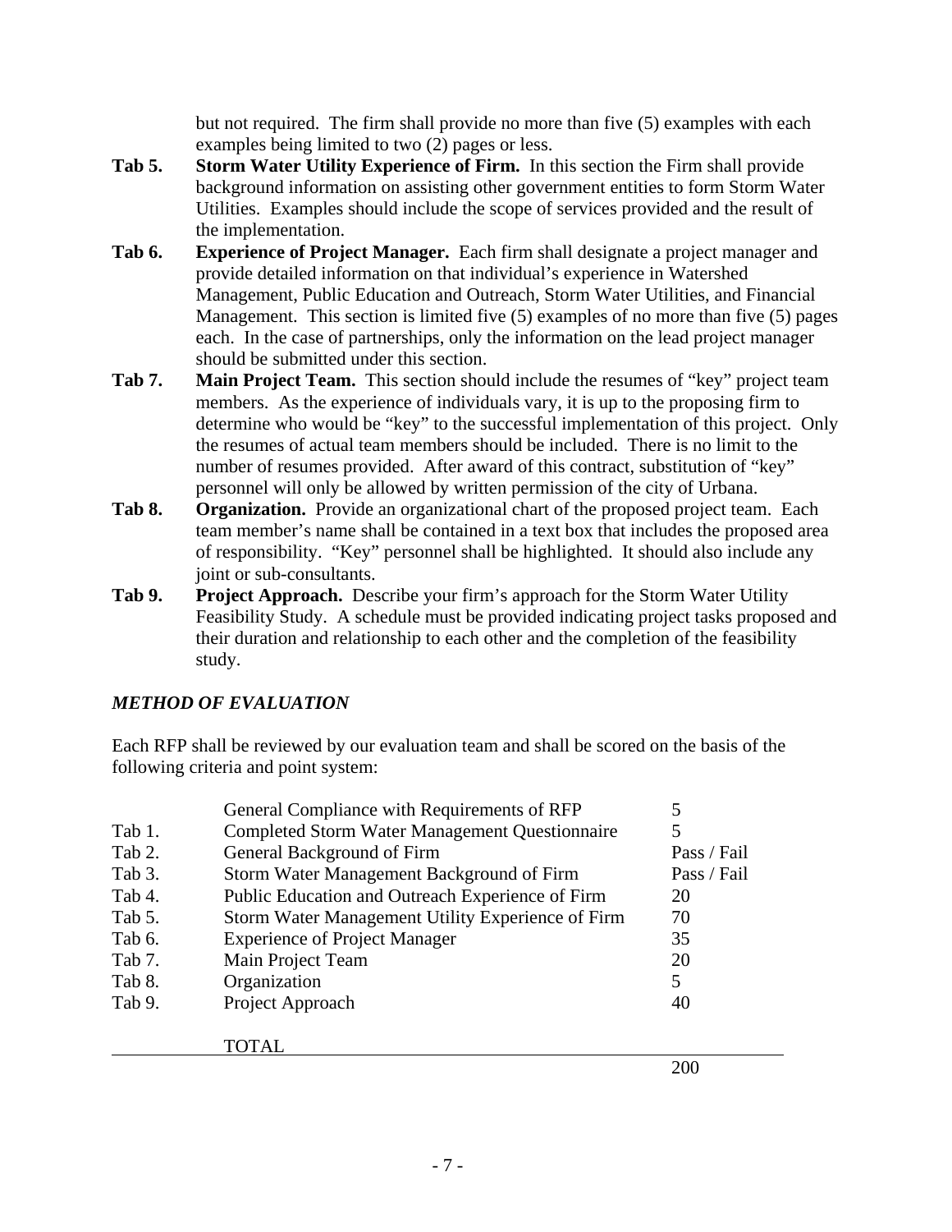but not required. The firm shall provide no more than five (5) examples with each examples being limited to two (2) pages or less.

**Tab 5. Storm Water Utility Experience of Firm.** In this section the Firm shall provide background information on assisting other government entities to form Storm Water Utilities. Examples should include the scope of services provided and the result of the implementation.

**Tab 6. Experience of Project Manager.** Each firm shall designate a project manager and provide detailed information on that individual's experience in Watershed Management, Public Education and Outreach, Storm Water Utilities, and Financial Management. This section is limited five (5) examples of no more than five (5) pages each. In the case of partnerships, only the information on the lead project manager should be submitted under this section.

**Tab 7. Main Project Team.** This section should include the resumes of "key" project team members. As the experience of individuals vary, it is up to the proposing firm to determine who would be "key" to the successful implementation of this project. Only the resumes of actual team members should be included. There is no limit to the number of resumes provided. After award of this contract, substitution of "key" personnel will only be allowed by written permission of the city of Urbana.

**Tab 8. Organization.** Provide an organizational chart of the proposed project team. Each team member's name shall be contained in a text box that includes the proposed area of responsibility. "Key" personnel shall be highlighted. It should also include any joint or sub-consultants.

**Tab 9. Project Approach.** Describe your firm's approach for the Storm Water Utility Feasibility Study. A schedule must be provided indicating project tasks proposed and their duration and relationship to each other and the completion of the feasibility study.

### *METHOD OF EVALUATION*

Each RFP shall be reviewed by our evaluation team and shall be scored on the basis of the following criteria and point system:

| | | |
|---|---|---|
| | General Compliance with Requirements of RFP | 5 |
| Tab 1. | Completed Storm Water Management Questionnaire | 5 |
| Tab 2. | General Background of Firm | Pass / Fail |
| Tab 3. | Storm Water Management Background of Firm | Pass / Fail |
| Tab 4. | Public Education and Outreach Experience of Firm | 20 |
| Tab 5. | Storm Water Management Utility Experience of Firm | 70 |
| Tab 6. | Experience of Project Manager | 35 |
| Tab 7. | Main Project Team | 20 |
| Tab 8. | Organization | 5 |
| Tab 9. | Project Approach | 40 |
| | TOTAL | 200 |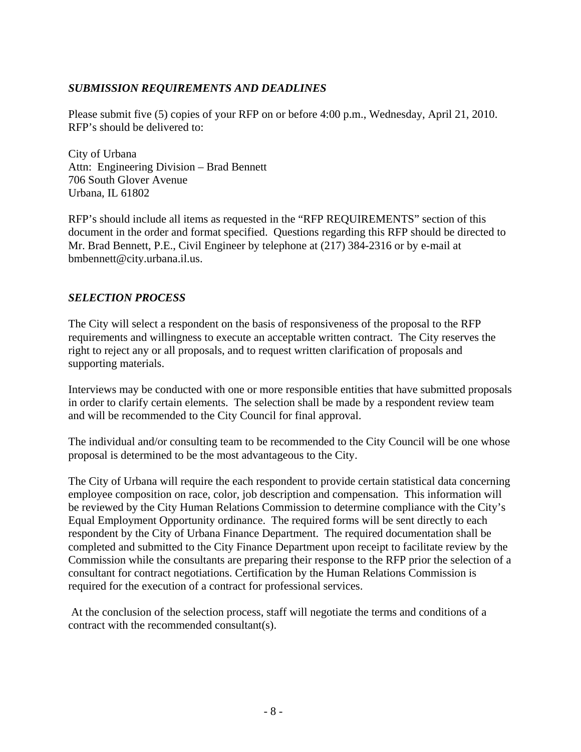### *SUBMISSION REQUIREMENTS AND DEADLINES*

Please submit five (5) copies of your RFP on or before 4:00 p.m., Wednesday, April 21, 2010. RFP's should be delivered to:

City of Urbana  
Attn: Engineering Division – Brad Bennett  
706 South Glover Avenue  
Urbana, IL 61802

RFP's should include all items as requested in the "RFP REQUIREMENTS" section of this document in the order and format specified. Questions regarding this RFP should be directed to Mr. Brad Bennett, P.E., Civil Engineer by telephone at (217) 384-2316 or by e-mail at bmbennett@city.urbana.il.us.

### *SELECTION PROCESS*

The City will select a respondent on the basis of responsiveness of the proposal to the RFP requirements and willingness to execute an acceptable written contract. The City reserves the right to reject any or all proposals, and to request written clarification of proposals and supporting materials.

Interviews may be conducted with one or more responsible entities that have submitted proposals in order to clarify certain elements. The selection shall be made by a respondent review team and will be recommended to the City Council for final approval.

The individual and/or consulting team to be recommended to the City Council will be one whose proposal is determined to be the most advantageous to the City.

The City of Urbana will require the each respondent to provide certain statistical data concerning employee composition on race, color, job description and compensation. This information will be reviewed by the City Human Relations Commission to determine compliance with the City's Equal Employment Opportunity ordinance. The required forms will be sent directly to each respondent by the City of Urbana Finance Department. The required documentation shall be completed and submitted to the City Finance Department upon receipt to facilitate review by the Commission while the consultants are preparing their response to the RFP prior the selection of a consultant for contract negotiations. Certification by the Human Relations Commission is required for the execution of a contract for professional services.

At the conclusion of the selection process, staff will negotiate the terms and conditions of a contract with the recommended consultant(s).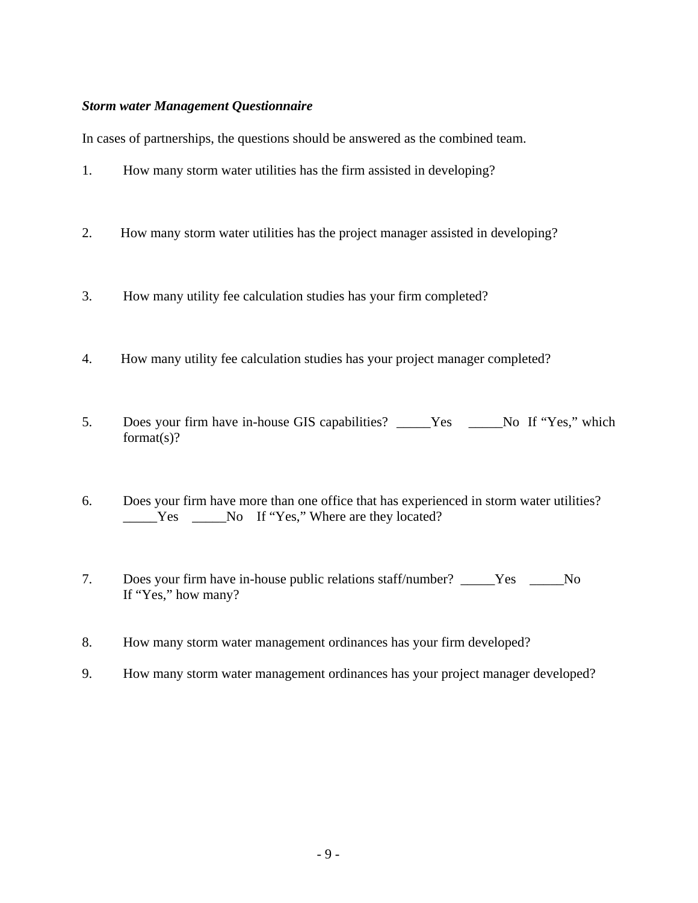***Storm water Management Questionnaire***

In cases of partnerships, the questions should be answered as the combined team.

1. How many storm water utilities has the firm assisted in developing?

2. How many storm water utilities has the project manager assisted in developing?

3. How many utility fee calculation studies has your firm completed?

4. How many utility fee calculation studies has your project manager completed?

5. Does your firm have in-house GIS capabilities? _____Yes _____No If "Yes," which format(s)?

6. Does your firm have more than one office that has experienced in storm water utilities? _____Yes _____No If "Yes," Where are they located?

7. Does your firm have in-house public relations staff/number? _____Yes _____No If "Yes," how many?

8. How many storm water management ordinances has your firm developed?

9. How many storm water management ordinances has your project manager developed?